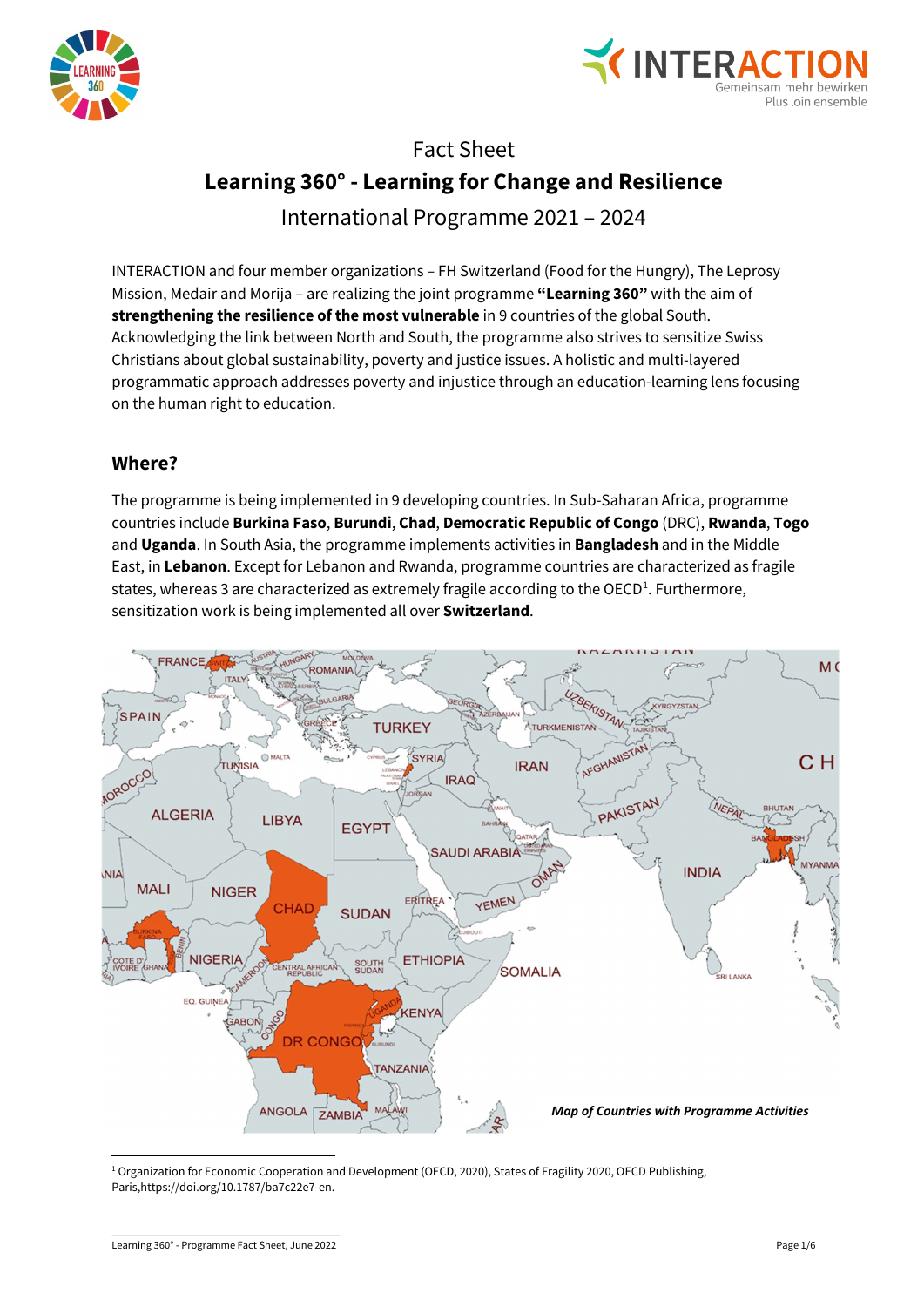# Fact Sheet

## Learning 360° - Learning for Change and Resilience

International Programme 2021 – 2024

INTERACTION and four member organizations – FH Switzerland (Food for the Hungry), The Leprosy Mission, Medair and Morija – are realizing the joint programme **"Learning 360"** with the aim of **strengthening the resilience of the most vulnerable** in 9 countries of the global South. Acknowledging the link between North and South, the programme also strives to sensitize Swiss Christians about global sustainability, poverty and justice issues. A holistic and multi-layered programmatic approach addresses poverty and injustice through an education-learning lens focusing on the human right to education.

## Where?

The programme is being implemented in 9 developing countries. In Sub-Saharan Africa, programme countries include **Burkina Faso**, **Burundi**, **Chad**, **Democratic Republic of Congo** (DRC), **Rwanda**, **Togo** and **Uganda**. In South Asia, the programme implements activities in **Bangladesh** and in the Middle East, in **Lebanon**. Except for Lebanon and Rwanda, programme countries are characterized as fragile states, whereas 3 are characterized as extremely fragile according to the OECD[1]. Furthermore, sensitization work is being implemented all over **Switzerland**.

*Map of Countries with Programme Activities*

[1] Organization for Economic Cooperation and Development (OECD, 2020), States of Fragility 2020, OECD Publishing, Paris,https://doi.org/10.1787/ba7c22e7-en.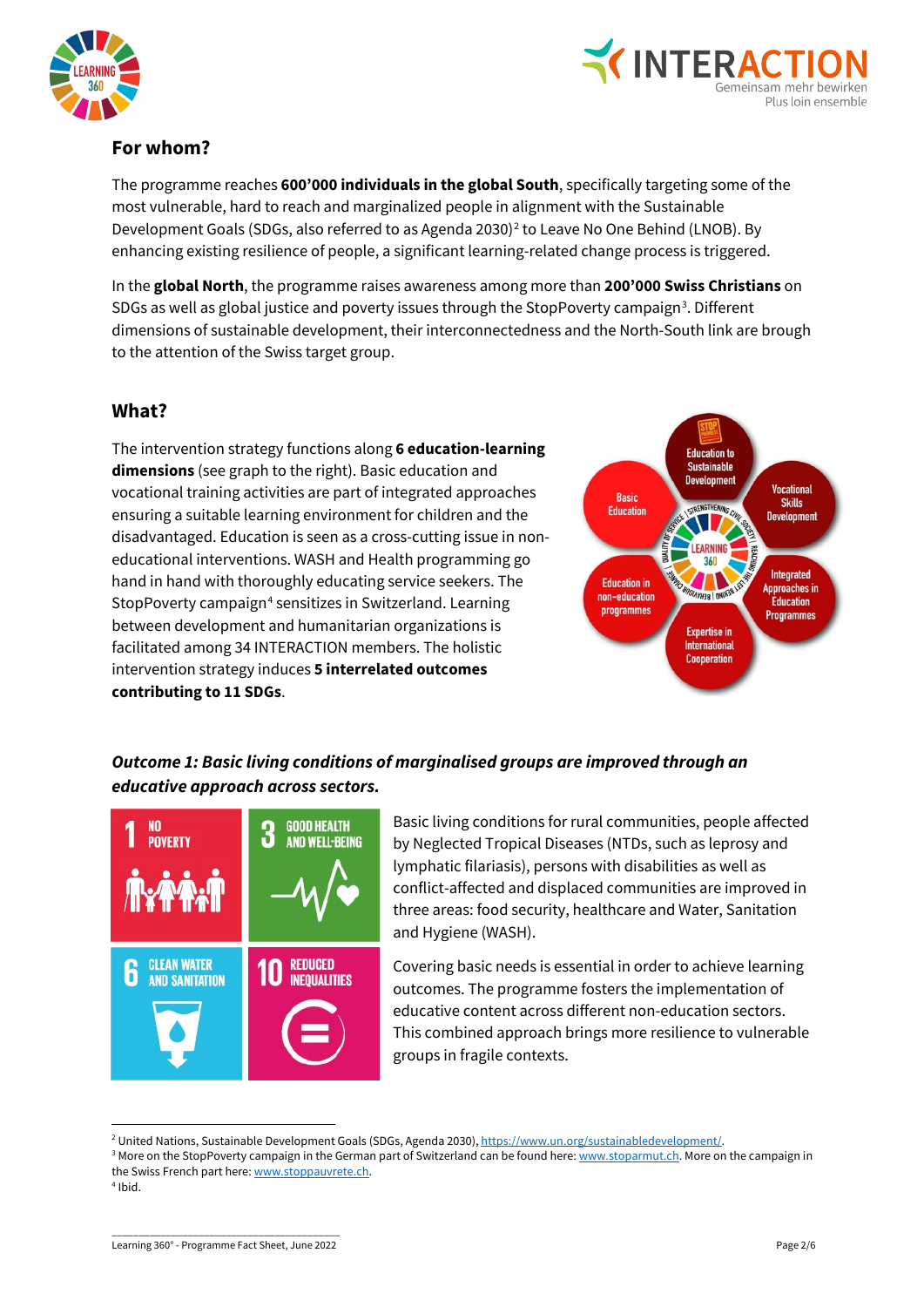## For whom?

The programme reaches **600'000 individuals in the global South**, specifically targeting some of the most vulnerable, hard to reach and marginalized people in alignment with the Sustainable Development Goals (SDGs, also referred to as Agenda 2030)[2] to Leave No One Behind (LNOB). By enhancing existing resilience of people, a significant learning-related change process is triggered.

In the **global North**, the programme raises awareness among more than **200'000 Swiss Christians** on SDGs as well as global justice and poverty issues through the StopPoverty campaign[3]. Different dimensions of sustainable development, their interconnectedness and the North-South link are brough to the attention of the Swiss target group.

## What?

The intervention strategy functions along **6 education-learning dimensions** (see graph to the right). Basic education and vocational training activities are part of integrated approaches ensuring a suitable learning environment for children and the disadvantaged. Education is seen as a cross-cutting issue in non-educational interventions. WASH and Health programming go hand in hand with thoroughly educating service seekers. The StopPoverty campaign[4] sensitizes in Switzerland. Learning between development and humanitarian organizations is facilitated among 34 INTERACTION members. The holistic intervention strategy induces **5 interrelated outcomes contributing to 11 SDGs**.

### *Outcome 1: Basic living conditions of marginalised groups are improved through an educative approach across sectors.*

Basic living conditions for rural communities, people affected by Neglected Tropical Diseases (NTDs, such as leprosy and lymphatic filariasis), persons with disabilities as well as conflict-affected and displaced communities are improved in three areas: food security, healthcare and Water, Sanitation and Hygiene (WASH).

Covering basic needs is essential in order to achieve learning outcomes. The programme fosters the implementation of educative content across different non-education sectors. This combined approach brings more resilience to vulnerable groups in fragile contexts.

---

[2] United Nations, Sustainable Development Goals (SDGs, Agenda 2030), https://www.un.org/sustainabledevelopment/.

[3] More on the StopPoverty campaign in the German part of Switzerland can be found here: www.stoparmut.ch. More on the campaign in the Swiss French part here: www.stoppauvrete.ch.

[4] Ibid.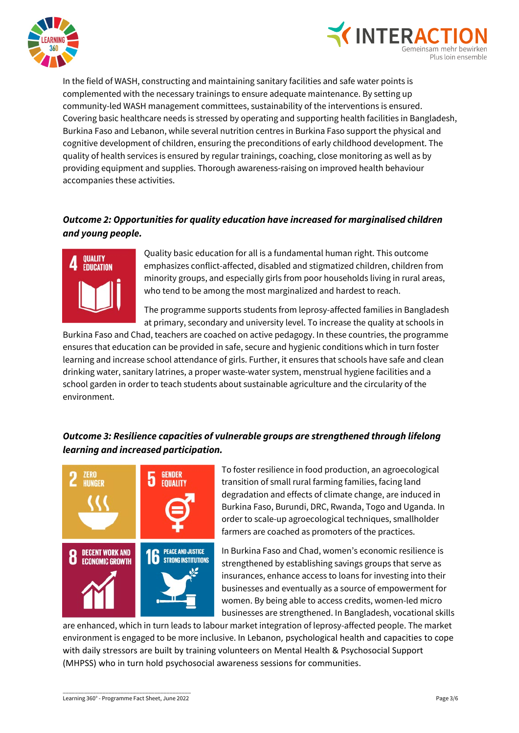In the field of WASH, constructing and maintaining sanitary facilities and safe water points is complemented with the necessary trainings to ensure adequate maintenance. By setting up community-led WASH management committees, sustainability of the interventions is ensured. Covering basic healthcare needs is stressed by operating and supporting health facilities in Bangladesh, Burkina Faso and Lebanon, while several nutrition centres in Burkina Faso support the physical and cognitive development of children, ensuring the preconditions of early childhood development. The quality of health services is ensured by regular trainings, coaching, close monitoring as well as by providing equipment and supplies. Thorough awareness-raising on improved health behaviour accompanies these activities.

***Outcome 2: Opportunities for quality education have increased for marginalised children and young people.***

Quality basic education for all is a fundamental human right. This outcome emphasizes conflict-affected, disabled and stigmatized children, children from minority groups, and especially girls from poor households living in rural areas, who tend to be among the most marginalized and hardest to reach.

The programme supports students from leprosy-affected families in Bangladesh at primary, secondary and university level. To increase the quality at schools in Burkina Faso and Chad, teachers are coached on active pedagogy. In these countries, the programme ensures that education can be provided in safe, secure and hygienic conditions which in turn foster learning and increase school attendance of girls. Further, it ensures that schools have safe and clean drinking water, sanitary latrines, a proper waste-water system, menstrual hygiene facilities and a school garden in order to teach students about sustainable agriculture and the circularity of the environment.

***Outcome 3: Resilience capacities of vulnerable groups are strengthened through lifelong learning and increased participation.***

To foster resilience in food production, an agroecological transition of small rural farming families, facing land degradation and effects of climate change, are induced in Burkina Faso, Burundi, DRC, Rwanda, Togo and Uganda. In order to scale-up agroecological techniques, smallholder farmers are coached as promoters of the practices.

In Burkina Faso and Chad, women's economic resilience is strengthened by establishing savings groups that serve as insurances, enhance access to loans for investing into their businesses and eventually as a source of empowerment for women. By being able to access credits, women-led micro businesses are strengthened. In Bangladesh, vocational skills are enhanced, which in turn leads to labour market integration of leprosy-affected people. The market environment is engaged to be more inclusive. In Lebanon, psychological health and capacities to cope with daily stressors are built by training volunteers on Mental Health & Psychosocial Support (MHPSS) who in turn hold psychosocial awareness sessions for communities.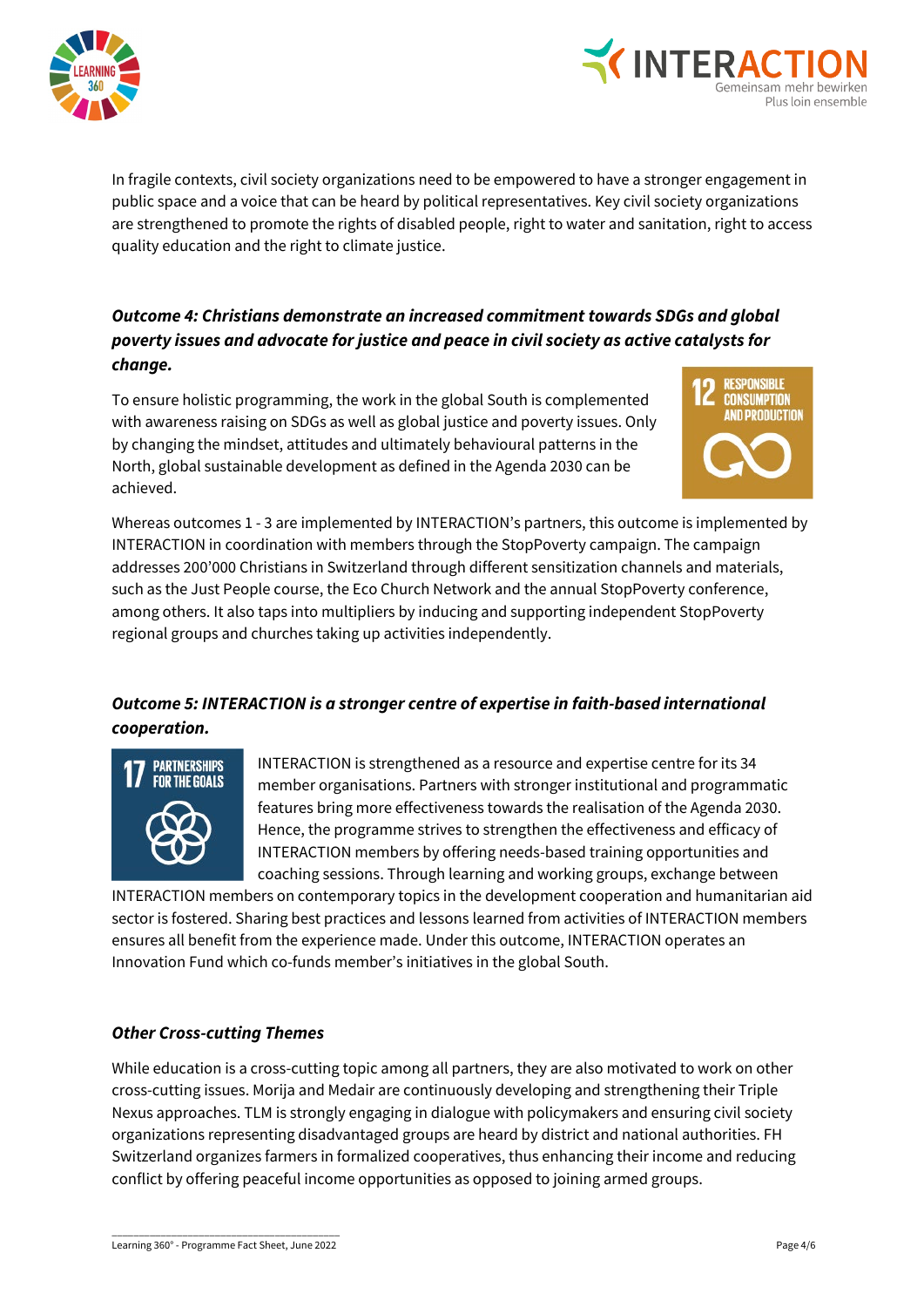In fragile contexts, civil society organizations need to be empowered to have a stronger engagement in public space and a voice that can be heard by political representatives. Key civil society organizations are strengthened to promote the rights of disabled people, right to water and sanitation, right to access quality education and the right to climate justice.

### *Outcome 4: Christians demonstrate an increased commitment towards SDGs and global poverty issues and advocate for justice and peace in civil society as active catalysts for change.*

To ensure holistic programming, the work in the global South is complemented with awareness raising on SDGs as well as global justice and poverty issues. Only by changing the mindset, attitudes and ultimately behavioural patterns in the North, global sustainable development as defined in the Agenda 2030 can be achieved.

Whereas outcomes 1 - 3 are implemented by INTERACTION's partners, this outcome is implemented by INTERACTION in coordination with members through the StopPoverty campaign. The campaign addresses 200'000 Christians in Switzerland through different sensitization channels and materials, such as the Just People course, the Eco Church Network and the annual StopPoverty conference, among others. It also taps into multipliers by inducing and supporting independent StopPoverty regional groups and churches taking up activities independently.

### *Outcome 5: INTERACTION is a stronger centre of expertise in faith-based international cooperation.*

INTERACTION is strengthened as a resource and expertise centre for its 34 member organisations. Partners with stronger institutional and programmatic features bring more effectiveness towards the realisation of the Agenda 2030. Hence, the programme strives to strengthen the effectiveness and efficacy of INTERACTION members by offering needs-based training opportunities and coaching sessions. Through learning and working groups, exchange between INTERACTION members on contemporary topics in the development cooperation and humanitarian aid sector is fostered. Sharing best practices and lessons learned from activities of INTERACTION members ensures all benefit from the experience made. Under this outcome, INTERACTION operates an Innovation Fund which co-funds member's initiatives in the global South.

### *Other Cross-cutting Themes*

While education is a cross-cutting topic among all partners, they are also motivated to work on other cross-cutting issues. Morija and Medair are continuously developing and strengthening their Triple Nexus approaches. TLM is strongly engaging in dialogue with policymakers and ensuring civil society organizations representing disadvantaged groups are heard by district and national authorities. FH Switzerland organizes farmers in formalized cooperatives, thus enhancing their income and reducing conflict by offering peaceful income opportunities as opposed to joining armed groups.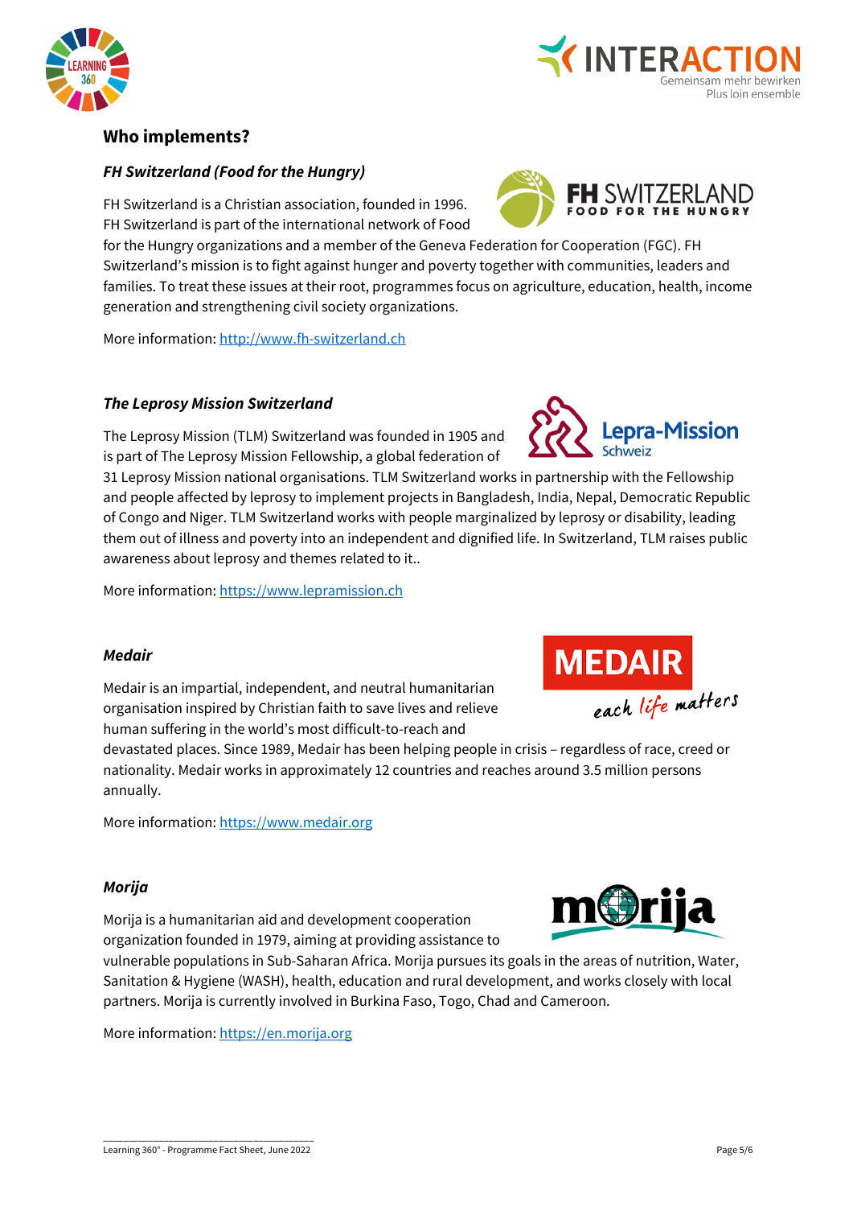## Who implements?

### *FH Switzerland (Food for the Hungry)*

FH Switzerland is a Christian association, founded in 1996. FH Switzerland is part of the international network of Food for the Hungry organizations and a member of the Geneva Federation for Cooperation (FGC). FH Switzerland's mission is to fight against hunger and poverty together with communities, leaders and families. To treat these issues at their root, programmes focus on agriculture, education, health, income generation and strengthening civil society organizations.

More information: http://www.fh-switzerland.ch

### *The Leprosy Mission Switzerland*

The Leprosy Mission (TLM) Switzerland was founded in 1905 and is part of The Leprosy Mission Fellowship, a global federation of 31 Leprosy Mission national organisations. TLM Switzerland works in partnership with the Fellowship and people affected by leprosy to implement projects in Bangladesh, India, Nepal, Democratic Republic of Congo and Niger. TLM Switzerland works with people marginalized by leprosy or disability, leading them out of illness and poverty into an independent and dignified life. In Switzerland, TLM raises public awareness about leprosy and themes related to it..

More information: https://www.lepramission.ch

### *Medair*

Medair is an impartial, independent, and neutral humanitarian organisation inspired by Christian faith to save lives and relieve human suffering in the world's most difficult-to-reach and devastated places. Since 1989, Medair has been helping people in crisis – regardless of race, creed or nationality. Medair works in approximately 12 countries and reaches around 3.5 million persons annually.

More information: https://www.medair.org

### *Morija*

Morija is a humanitarian aid and development cooperation organization founded in 1979, aiming at providing assistance to vulnerable populations in Sub-Saharan Africa. Morija pursues its goals in the areas of nutrition, Water, Sanitation & Hygiene (WASH), health, education and rural development, and works closely with local partners. Morija is currently involved in Burkina Faso, Togo, Chad and Cameroon.

More information: https://en.morija.org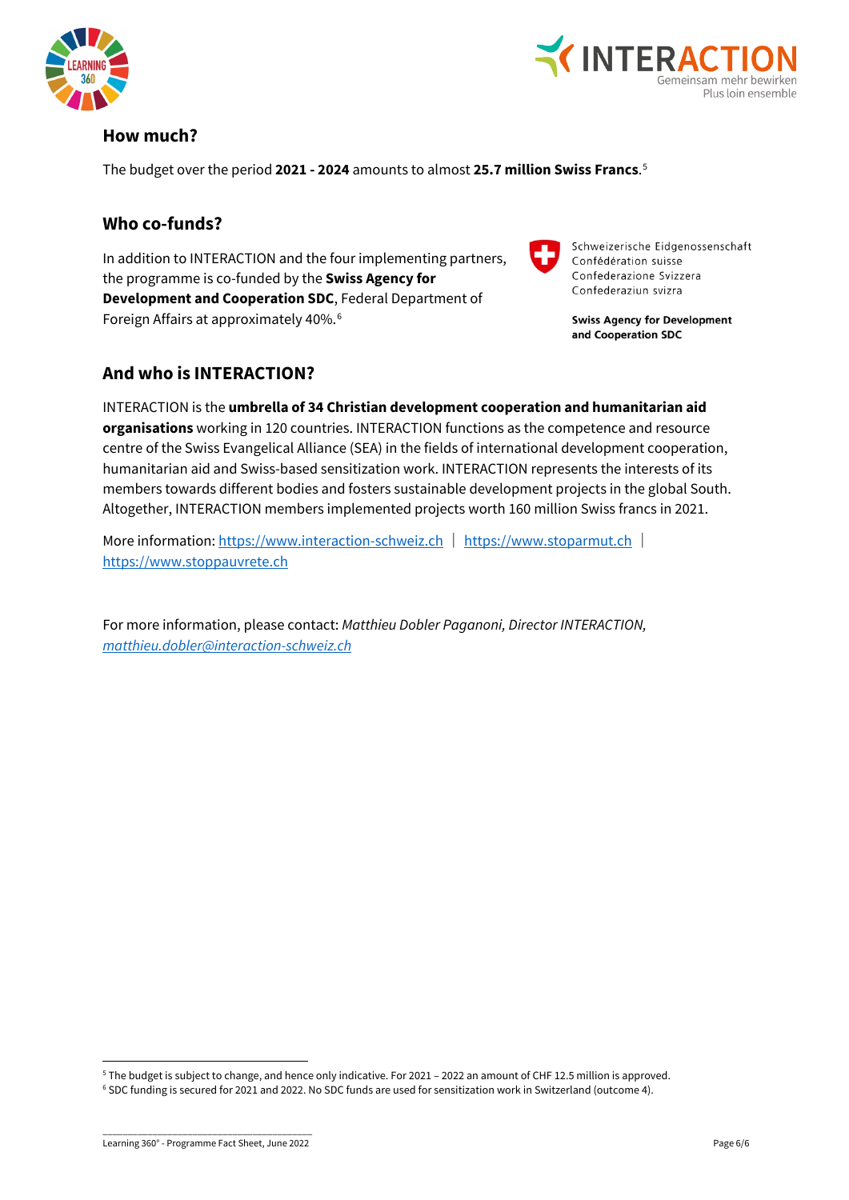## How much?

The budget over the period **2021 - 2024** amounts to almost **25.7 million Swiss Francs**.[5]

## Who co-funds?

In addition to INTERACTION and the four implementing partners, the programme is co-funded by the **Swiss Agency for Development and Cooperation SDC**, Federal Department of Foreign Affairs at approximately 40%.[6]

Schweizerische Eidgenossenschaft
Confédération suisse
Confederazione Svizzera
Confederaziun svizra

**Swiss Agency for Development and Cooperation SDC**

## And who is INTERACTION?

INTERACTION is the **umbrella of 34 Christian development cooperation and humanitarian aid organisations** working in 120 countries. INTERACTION functions as the competence and resource centre of the Swiss Evangelical Alliance (SEA) in the fields of international development cooperation, humanitarian aid and Swiss-based sensitization work. INTERACTION represents the interests of its members towards different bodies and fosters sustainable development projects in the global South. Altogether, INTERACTION members implemented projects worth 160 million Swiss francs in 2021.

More information: https://www.interaction-schweiz.ch | https://www.stoparmut.ch | https://www.stoppauvrete.ch

For more information, please contact: *Matthieu Dobler Paganoni, Director INTERACTION, matthieu.dobler@interaction-schweiz.ch*

---

[5] The budget is subject to change, and hence only indicative. For 2021 – 2022 an amount of CHF 12.5 million is approved.

[6] SDC funding is secured for 2021 and 2022. No SDC funds are used for sensitization work in Switzerland (outcome 4).